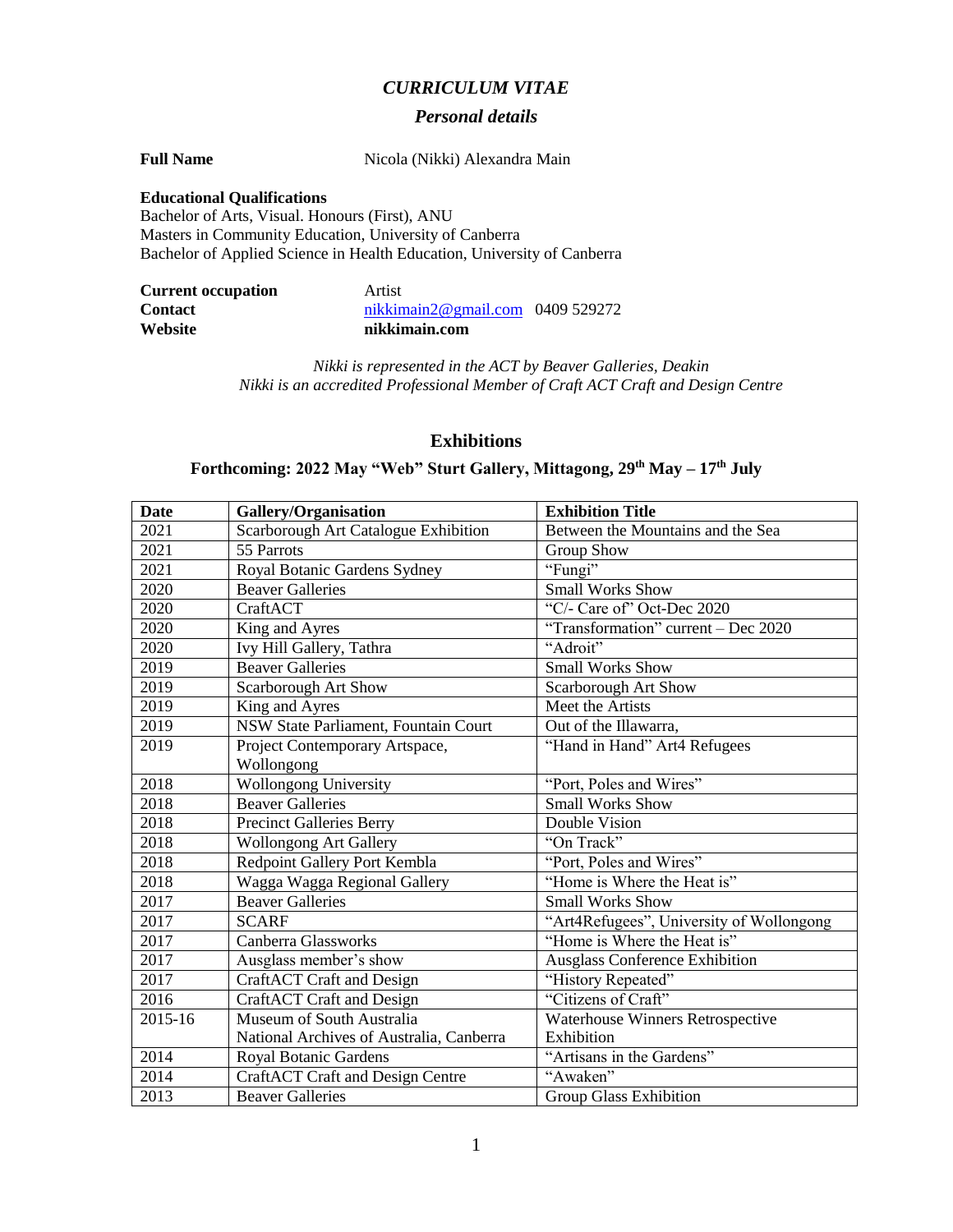# *CURRICULUM VITAE*

## *Personal details*

**Full Name** Nicola (Nikki) Alexandra Main

**Educational Qualifications**
Bachelor of Arts, Visual. Honours (First), ANU
Masters in Community Education, University of Canberra
Bachelor of Applied Science in Health Education, University of Canberra

**Current occupation** Artist
**Contact** nikkimain2@gmail.com 0409 529272
**Website** **nikkimain.com**

*Nikki is represented in the ACT by Beaver Galleries, Deakin*
*Nikki is an accredited Professional Member of Craft ACT Craft and Design Centre*

## Exhibitions

### Forthcoming: 2022 May "Web" Sturt Gallery, Mittagong, 29th May – 17th July

| Date | Gallery/Organisation | Exhibition Title |
|---|---|---|
| 2021 | Scarborough Art Catalogue Exhibition | Between the Mountains and the Sea |
| 2021 | 55 Parrots | Group Show |
| 2021 | Royal Botanic Gardens Sydney | "Fungi" |
| 2020 | Beaver Galleries | Small Works Show |
| 2020 | CraftACT | "C/- Care of" Oct-Dec 2020 |
| 2020 | King and Ayres | "Transformation" current – Dec 2020 |
| 2020 | Ivy Hill Gallery, Tathra | "Adroit" |
| 2019 | Beaver Galleries | Small Works Show |
| 2019 | Scarborough Art Show | Scarborough Art Show |
| 2019 | King and Ayres | Meet the Artists |
| 2019 | NSW State Parliament, Fountain Court | Out of the Illawarra, |
| 2019 | Project Contemporary Artspace, Wollongong | "Hand in Hand" Art4 Refugees |
| 2018 | Wollongong University | "Port, Poles and Wires" |
| 2018 | Beaver Galleries | Small Works Show |
| 2018 | Precinct Galleries Berry | Double Vision |
| 2018 | Wollongong Art Gallery | "On Track" |
| 2018 | Redpoint Gallery Port Kembla | "Port, Poles and Wires" |
| 2018 | Wagga Wagga Regional Gallery | "Home is Where the Heat is" |
| 2017 | Beaver Galleries | Small Works Show |
| 2017 | SCARF | "Art4Refugees", University of Wollongong |
| 2017 | Canberra Glassworks | "Home is Where the Heat is" |
| 2017 | Ausglass member's show | Ausglass Conference Exhibition |
| 2017 | CraftACT Craft and Design | "History Repeated" |
| 2016 | CraftACT Craft and Design | "Citizens of Craft" |
| 2015-16 | Museum of South Australia<br>National Archives of Australia, Canberra | Waterhouse Winners Retrospective Exhibition |
| 2014 | Royal Botanic Gardens | "Artisans in the Gardens" |
| 2014 | CraftACT Craft and Design Centre | "Awaken" |
| 2013 | Beaver Galleries | Group Glass Exhibition |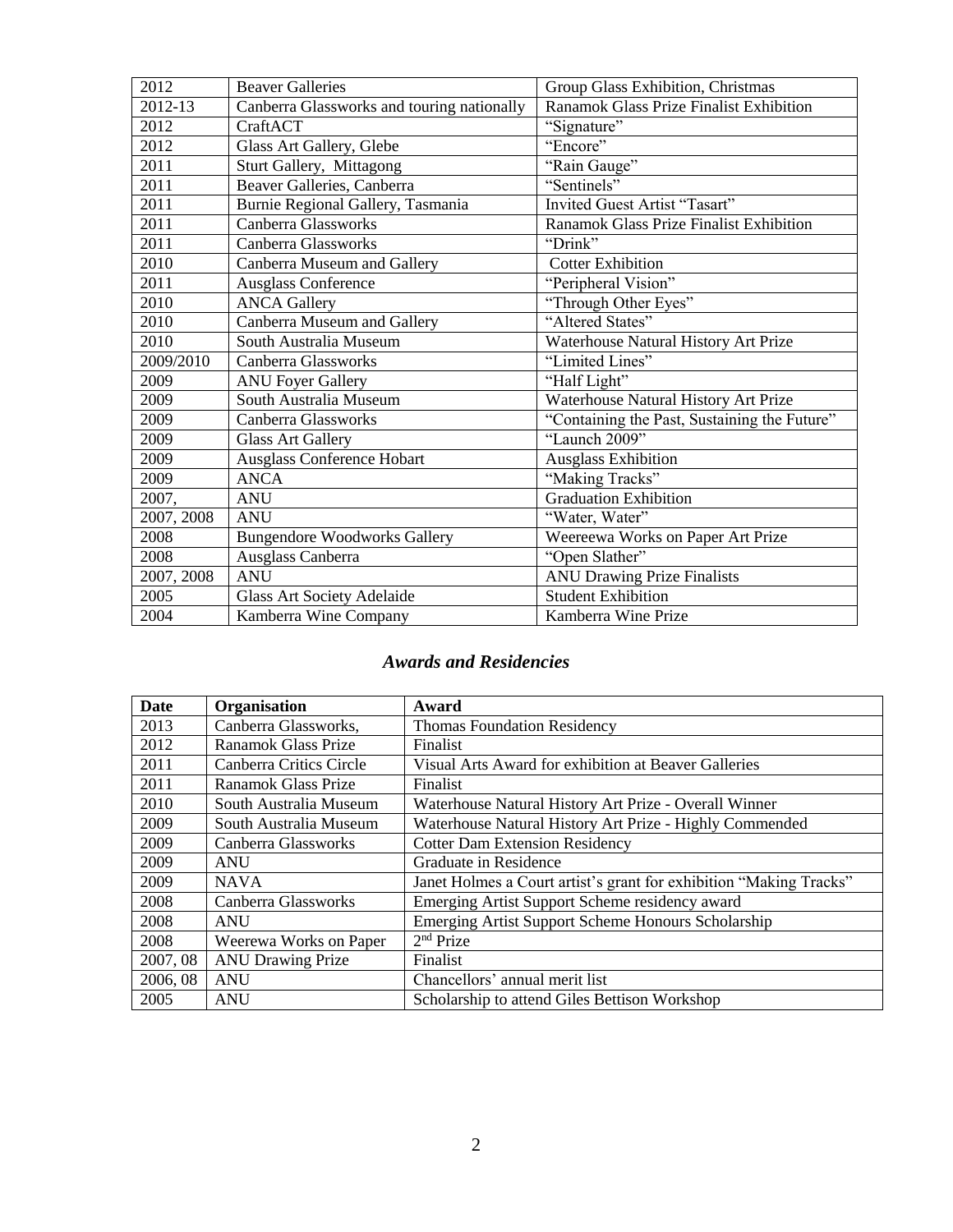| 2012 | Beaver Galleries | Group Glass Exhibition, Christmas |
|---|---|---|
| 2012-13 | Canberra Glassworks and touring nationally | Ranamok Glass Prize Finalist Exhibition |
| 2012 | CraftACT | "Signature" |
| 2012 | Glass Art Gallery, Glebe | "Encore" |
| 2011 | Sturt Gallery, Mittagong | "Rain Gauge" |
| 2011 | Beaver Galleries, Canberra | "Sentinels" |
| 2011 | Burnie Regional Gallery, Tasmania | Invited Guest Artist "Tasart" |
| 2011 | Canberra Glassworks | Ranamok Glass Prize Finalist Exhibition |
| 2011 | Canberra Glassworks | "Drink" |
| 2010 | Canberra Museum and Gallery | Cotter Exhibition |
| 2011 | Ausglass Conference | "Peripheral Vision" |
| 2010 | ANCA Gallery | "Through Other Eyes" |
| 2010 | Canberra Museum and Gallery | "Altered States" |
| 2010 | South Australia Museum | Waterhouse Natural History Art Prize |
| 2009/2010 | Canberra Glassworks | "Limited Lines" |
| 2009 | ANU Foyer Gallery | "Half Light" |
| 2009 | South Australia Museum | Waterhouse Natural History Art Prize |
| 2009 | Canberra Glassworks | "Containing the Past, Sustaining the Future" |
| 2009 | Glass Art Gallery | "Launch 2009" |
| 2009 | Ausglass Conference Hobart | Ausglass Exhibition |
| 2009 | ANCA | "Making Tracks" |
| 2007, | ANU | Graduation Exhibition |
| 2007, 2008 | ANU | "Water, Water" |
| 2008 | Bungendore Woodworks Gallery | Weereewa Works on Paper Art Prize |
| 2008 | Ausglass Canberra | "Open Slather" |
| 2007, 2008 | ANU | ANU Drawing Prize Finalists |
| 2005 | Glass Art Society Adelaide | Student Exhibition |
| 2004 | Kamberra Wine Company | Kamberra Wine Prize |

## *Awards and Residencies*

| Date | Organisation | Award |
|---|---|---|
| 2013 | Canberra Glassworks, | Thomas Foundation Residency |
| 2012 | Ranamok Glass Prize | Finalist |
| 2011 | Canberra Critics Circle | Visual Arts Award for exhibition at Beaver Galleries |
| 2011 | Ranamok Glass Prize | Finalist |
| 2010 | South Australia Museum | Waterhouse Natural History Art Prize - Overall Winner |
| 2009 | South Australia Museum | Waterhouse Natural History Art Prize - Highly Commended |
| 2009 | Canberra Glassworks | Cotter Dam Extension Residency |
| 2009 | ANU | Graduate in Residence |
| 2009 | NAVA | Janet Holmes a Court artist's grant for exhibition "Making Tracks" |
| 2008 | Canberra Glassworks | Emerging Artist Support Scheme residency award |
| 2008 | ANU | Emerging Artist Support Scheme Honours Scholarship |
| 2008 | Weerewa Works on Paper | 2nd Prize |
| 2007, 08 | ANU Drawing Prize | Finalist |
| 2006, 08 | ANU | Chancellors' annual merit list |
| 2005 | ANU | Scholarship to attend Giles Bettison Workshop |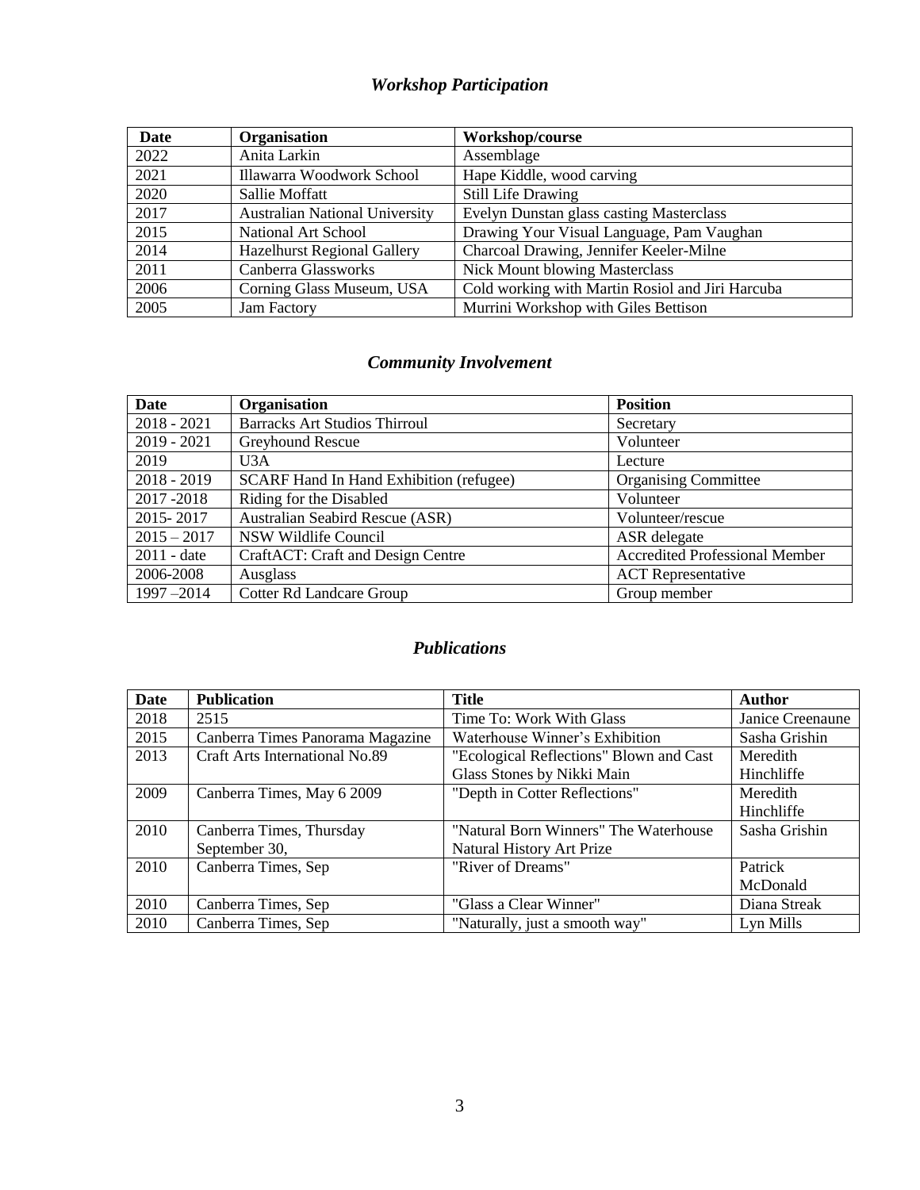## *Workshop Participation*

| Date | Organisation | Workshop/course |
|---|---|---|
| 2022 | Anita Larkin | Assemblage |
| 2021 | Illawarra Woodwork School | Hape Kiddle, wood carving |
| 2020 | Sallie Moffatt | Still Life Drawing |
| 2017 | Australian National University | Evelyn Dunstan glass casting Masterclass |
| 2015 | National Art School | Drawing Your Visual Language, Pam Vaughan |
| 2014 | Hazelhurst Regional Gallery | Charcoal Drawing, Jennifer Keeler-Milne |
| 2011 | Canberra Glassworks | Nick Mount blowing Masterclass |
| 2006 | Corning Glass Museum, USA | Cold working with Martin Rosiol and Jiri Harcuba |
| 2005 | Jam Factory | Murrini Workshop with Giles Bettison |

## *Community Involvement*

| Date | Organisation | Position |
|---|---|---|
| 2018 - 2021 | Barracks Art Studios Thirroul | Secretary |
| 2019 - 2021 | Greyhound Rescue | Volunteer |
| 2019 | U3A | Lecture |
| 2018 - 2019 | SCARF Hand In Hand Exhibition (refugee) | Organising Committee |
| 2017 -2018 | Riding for the Disabled | Volunteer |
| 2015- 2017 | Australian Seabird Rescue (ASR) | Volunteer/rescue |
| 2015 – 2017 | NSW Wildlife Council | ASR delegate |
| 2011 - date | CraftACT: Craft and Design Centre | Accredited Professional Member |
| 2006-2008 | Ausglass | ACT Representative |
| 1997 –2014 | Cotter Rd Landcare Group | Group member |

## *Publications*

| Date | Publication | Title | Author |
|---|---|---|---|
| 2018 | 2515 | Time To: Work With Glass | Janice Creenaune |
| 2015 | Canberra Times Panorama Magazine | Waterhouse Winner's Exhibition | Sasha Grishin |
| 2013 | Craft Arts International No.89 | "Ecological Reflections" Blown and Cast Glass Stones by Nikki Main | Meredith Hinchliffe |
| 2009 | Canberra Times, May 6 2009 | "Depth in Cotter Reflections" | Meredith Hinchliffe |
| 2010 | Canberra Times, Thursday September 30, | "Natural Born Winners" The Waterhouse Natural History Art Prize | Sasha Grishin |
| 2010 | Canberra Times, Sep | "River of Dreams" | Patrick McDonald |
| 2010 | Canberra Times, Sep | "Glass a Clear Winner" | Diana Streak |
| 2010 | Canberra Times, Sep | "Naturally, just a smooth way" | Lyn Mills |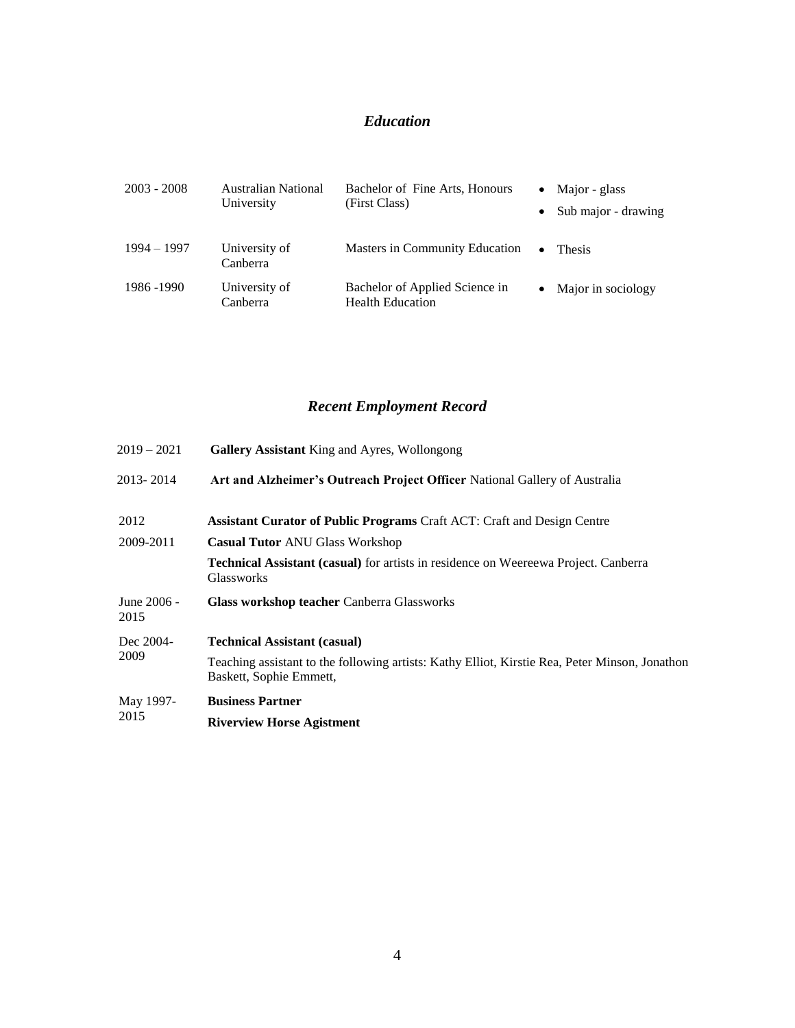## *Education*

| | | | |
|---|---|---|---|
| 2003 - 2008 | Australian National University | Bachelor of Fine Arts, Honours (First Class) | • Major - glass<br>• Sub major - drawing |
| 1994 – 1997 | University of Canberra | Masters in Community Education | • Thesis |
| 1986 -1990 | University of Canberra | Bachelor of Applied Science in Health Education | • Major in sociology |

## *Recent Employment Record*

| | |
|---|---|
| 2019 – 2021 | **Gallery Assistant** King and Ayres, Wollongong |
| 2013- 2014 | **Art and Alzheimer's Outreach Project Officer** National Gallery of Australia |
| 2012 | **Assistant Curator of Public Programs** Craft ACT: Craft and Design Centre |
| 2009-2011 | **Casual Tutor** ANU Glass Workshop<br>**Technical Assistant (casual)** for artists in residence on Weereewa Project. Canberra Glassworks |
| June 2006 - 2015 | **Glass workshop teacher** Canberra Glassworks |
| Dec 2004- 2009 | **Technical Assistant (casual)**<br>Teaching assistant to the following artists: Kathy Elliot, Kirstie Rea, Peter Minson, Jonathon Baskett, Sophie Emmett, |
| May 1997- 2015 | **Business Partner**<br>**Riverview Horse Agistment** |